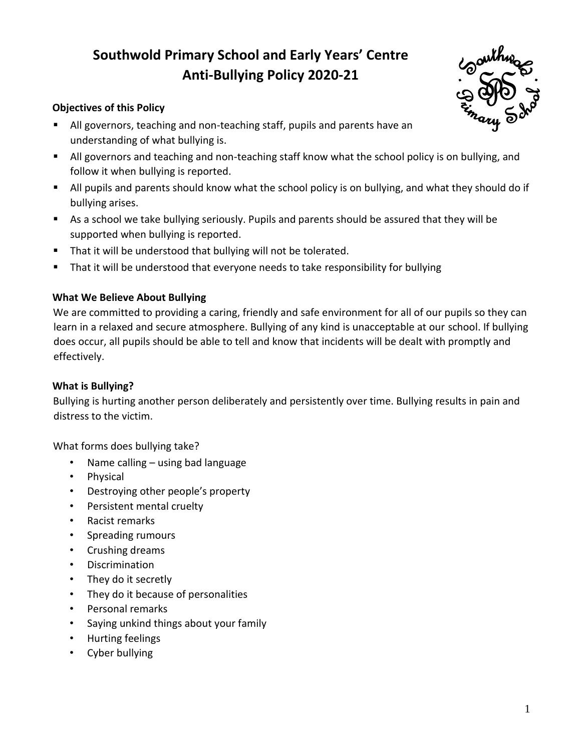# Southwold Primary School and Early Years' Centre
# Anti-Bullying Policy 2020-21

### Objectives of this Policy

- All governors, teaching and non-teaching staff, pupils and parents have an understanding of what bullying is.
- All governors and teaching and non-teaching staff know what the school policy is on bullying, and follow it when bullying is reported.
- All pupils and parents should know what the school policy is on bullying, and what they should do if bullying arises.
- As a school we take bullying seriously. Pupils and parents should be assured that they will be supported when bullying is reported.
- That it will be understood that bullying will not be tolerated.
- That it will be understood that everyone needs to take responsibility for bullying

### What We Believe About Bullying

We are committed to providing a caring, friendly and safe environment for all of our pupils so they can learn in a relaxed and secure atmosphere. Bullying of any kind is unacceptable at our school. If bullying does occur, all pupils should be able to tell and know that incidents will be dealt with promptly and effectively.

### What is Bullying?

Bullying is hurting another person deliberately and persistently over time. Bullying results in pain and distress to the victim.

What forms does bullying take?

- Name calling – using bad language
- Physical
- Destroying other people's property
- Persistent mental cruelty
- Racist remarks
- Spreading rumours
- Crushing dreams
- Discrimination
- They do it secretly
- They do it because of personalities
- Personal remarks
- Saying unkind things about your family
- Hurting feelings
- Cyber bullying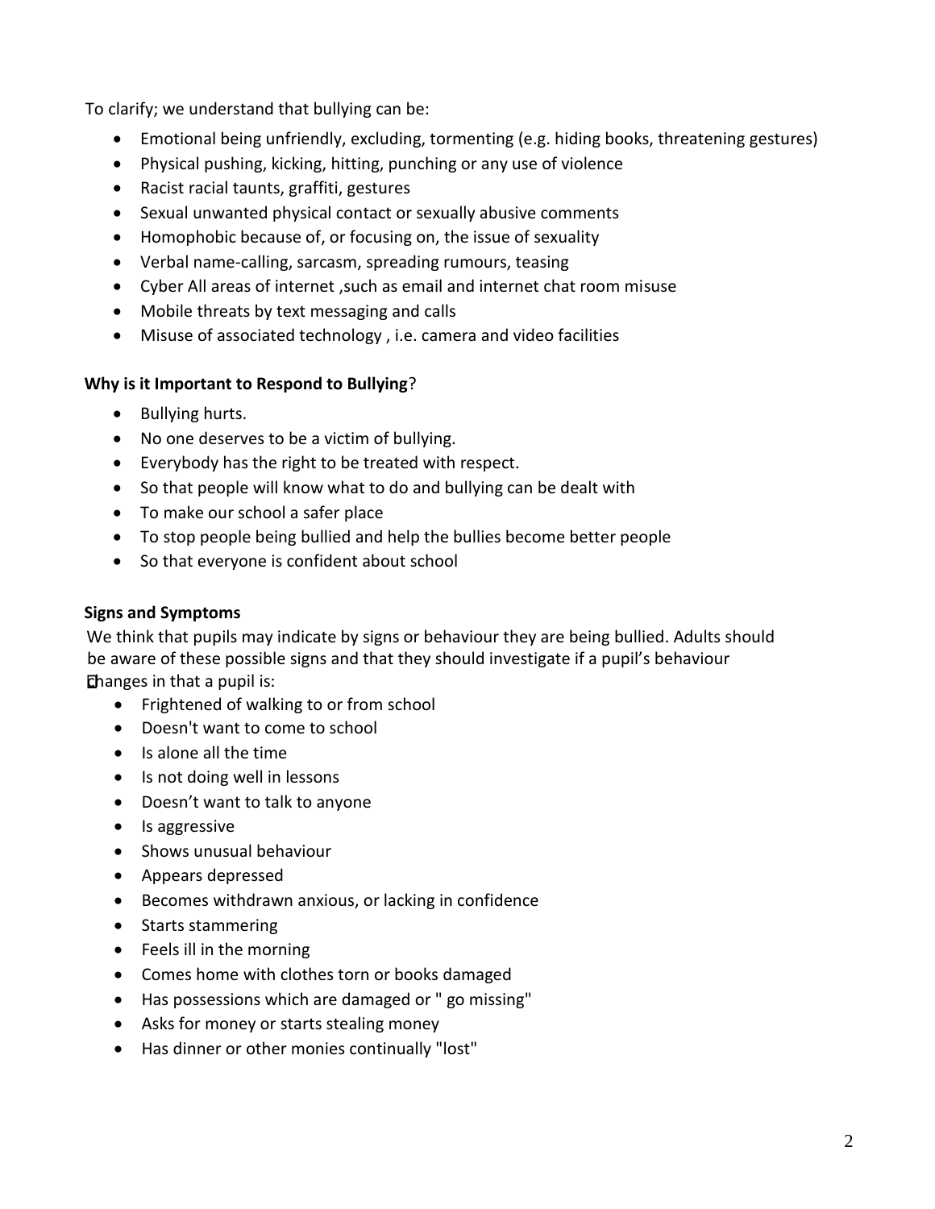To clarify; we understand that bullying can be:

- Emotional being unfriendly, excluding, tormenting (e.g. hiding books, threatening gestures)
- Physical pushing, kicking, hitting, punching or any use of violence
- Racist racial taunts, graffiti, gestures
- Sexual unwanted physical contact or sexually abusive comments
- Homophobic because of, or focusing on, the issue of sexuality
- Verbal name-calling, sarcasm, spreading rumours, teasing
- Cyber All areas of internet ,such as email and internet chat room misuse
- Mobile threats by text messaging and calls
- Misuse of associated technology , i.e. camera and video facilities

**Why is it Important to Respond to Bullying**?

- Bullying hurts.
- No one deserves to be a victim of bullying.
- Everybody has the right to be treated with respect.
- So that people will know what to do and bullying can be dealt with
- To make our school a safer place
- To stop people being bullied and help the bullies become better people
- So that everyone is confident about school

**Signs and Symptoms**

We think that pupils may indicate by signs or behaviour they are being bullied. Adults should be aware of these possible signs and that they should investigate if a pupil's behaviour changes in that a pupil is:

- Frightened of walking to or from school
- Doesn't want to come to school
- Is alone all the time
- Is not doing well in lessons
- Doesn't want to talk to anyone
- Is aggressive
- Shows unusual behaviour
- Appears depressed
- Becomes withdrawn anxious, or lacking in confidence
- Starts stammering
- Feels ill in the morning
- Comes home with clothes torn or books damaged
- Has possessions which are damaged or " go missing"
- Asks for money or starts stealing money
- Has dinner or other monies continually "lost"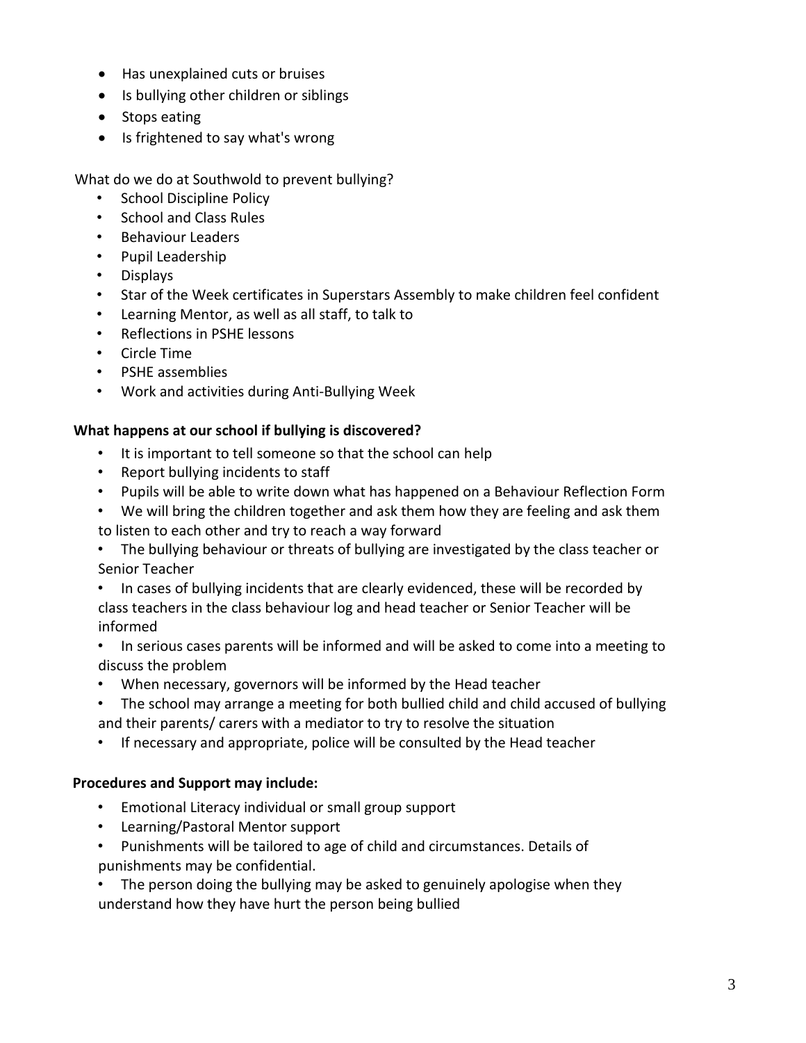- Has unexplained cuts or bruises
- Is bullying other children or siblings
- Stops eating
- Is frightened to say what's wrong

What do we do at Southwold to prevent bullying?

- School Discipline Policy
- School and Class Rules
- Behaviour Leaders
- Pupil Leadership
- Displays
- Star of the Week certificates in Superstars Assembly to make children feel confident
- Learning Mentor, as well as all staff, to talk to
- Reflections in PSHE lessons
- Circle Time
- PSHE assemblies
- Work and activities during Anti-Bullying Week

**What happens at our school if bullying is discovered?**

- It is important to tell someone so that the school can help
- Report bullying incidents to staff
- Pupils will be able to write down what has happened on a Behaviour Reflection Form
- We will bring the children together and ask them how they are feeling and ask them to listen to each other and try to reach a way forward
- The bullying behaviour or threats of bullying are investigated by the class teacher or Senior Teacher
- In cases of bullying incidents that are clearly evidenced, these will be recorded by class teachers in the class behaviour log and head teacher or Senior Teacher will be informed
- In serious cases parents will be informed and will be asked to come into a meeting to discuss the problem
- When necessary, governors will be informed by the Head teacher
- The school may arrange a meeting for both bullied child and child accused of bullying and their parents/ carers with a mediator to try to resolve the situation
- If necessary and appropriate, police will be consulted by the Head teacher

**Procedures and Support may include:**

- Emotional Literacy individual or small group support
- Learning/Pastoral Mentor support
- Punishments will be tailored to age of child and circumstances. Details of punishments may be confidential.
- The person doing the bullying may be asked to genuinely apologise when they understand how they have hurt the person being bullied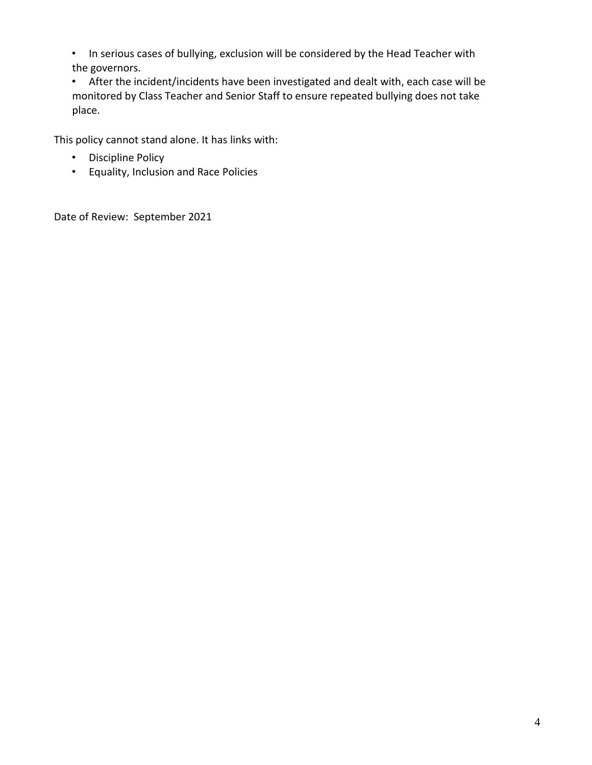- In serious cases of bullying, exclusion will be considered by the Head Teacher with the governors.
- After the incident/incidents have been investigated and dealt with, each case will be monitored by Class Teacher and Senior Staff to ensure repeated bullying does not take place.

This policy cannot stand alone. It has links with:

- Discipline Policy
- Equality, Inclusion and Race Policies

Date of Review: September 2021